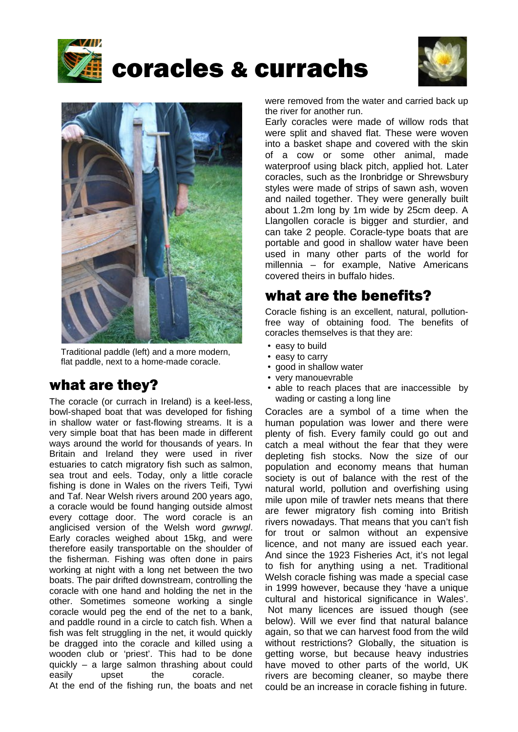# coracles & currachs

Traditional paddle (left) and a more modern, flat paddle, next to a home-made coracle.

## what are they?

The coracle (or currach in Ireland) is a keel-less, bowl-shaped boat that was developed for fishing in shallow water or fast-flowing streams. It is a very simple boat that has been made in different ways around the world for thousands of years. In Britain and Ireland they were used in river estuaries to catch migratory fish such as salmon, sea trout and eels. Today, only a little coracle fishing is done in Wales on the rivers Teifi, Tywi and Taf. Near Welsh rivers around 200 years ago, a coracle would be found hanging outside almost every cottage door. The word coracle is an anglicised version of the Welsh word *gwrwgl*. Early coracles weighed about 15kg, and were therefore easily transportable on the shoulder of the fisherman. Fishing was often done in pairs working at night with a long net between the two boats. The pair drifted downstream, controlling the coracle with one hand and holding the net in the other. Sometimes someone working a single coracle would peg the end of the net to a bank, and paddle round in a circle to catch fish. When a fish was felt struggling in the net, it would quickly be dragged into the coracle and killed using a wooden club or 'priest'. This had to be done quickly – a large salmon thrashing about could easily upset the coracle.

At the end of the fishing run, the boats and net were removed from the water and carried back up the river for another run.

Early coracles were made of willow rods that were split and shaved flat. These were woven into a basket shape and covered with the skin of a cow or some other animal, made waterproof using black pitch, applied hot. Later coracles, such as the Ironbridge or Shrewsbury styles were made of strips of sawn ash, woven and nailed together. They were generally built about 1.2m long by 1m wide by 25cm deep. A Llangollen coracle is bigger and sturdier, and can take 2 people. Coracle-type boats that are portable and good in shallow water have been used in many other parts of the world for millennia – for example, Native Americans covered theirs in buffalo hides.

## what are the benefits?

Coracle fishing is an excellent, natural, pollution-free way of obtaining food. The benefits of coracles themselves is that they are:

- easy to build
- easy to carry
- good in shallow water
- very manouevrable
- able to reach places that are inaccessible by wading or casting a long line

Coracles are a symbol of a time when the human population was lower and there were plenty of fish. Every family could go out and catch a meal without the fear that they were depleting fish stocks. Now the size of our population and economy means that human society is out of balance with the rest of the natural world, pollution and overfishing using mile upon mile of trawler nets means that there are fewer migratory fish coming into British rivers nowadays. That means that you can't fish for trout or salmon without an expensive licence, and not many are issued each year. And since the 1923 Fisheries Act, it's not legal to fish for anything using a net. Traditional Welsh coracle fishing was made a special case in 1999 however, because they 'have a unique cultural and historical significance in Wales'. Not many licences are issued though (see below). Will we ever find that natural balance again, so that we can harvest food from the wild without restrictions? Globally, the situation is getting worse, but because heavy industries have moved to other parts of the world, UK rivers are becoming cleaner, so maybe there could be an increase in coracle fishing in future.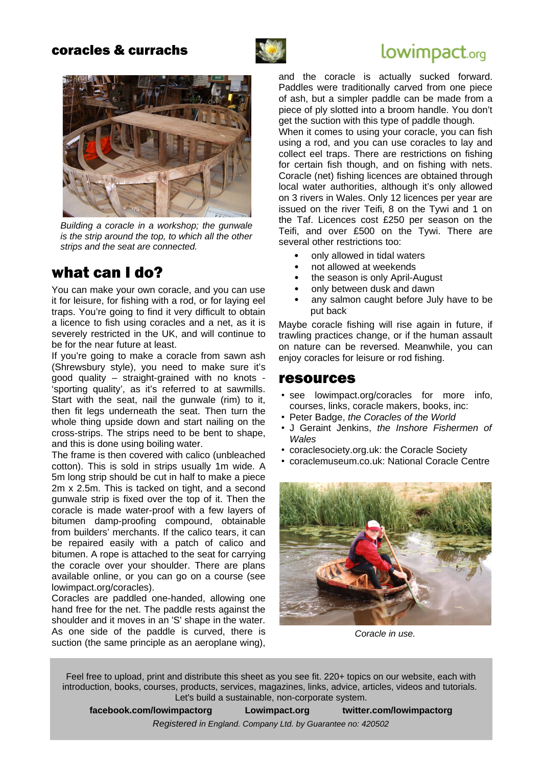## coracles & currachs

*Building a coracle in a workshop; the gunwale is the strip around the top, to which all the other strips and the seat are connected.*

## what can I do?

You can make your own coracle, and you can use it for leisure, for fishing with a rod, or for laying eel traps. You're going to find it very difficult to obtain a licence to fish using coracles and a net, as it is severely restricted in the UK, and will continue to be for the near future at least.

If you're going to make a coracle from sawn ash (Shrewsbury style), you need to make sure it's good quality – straight-grained with no knots - 'sporting quality', as it's referred to at sawmills. Start with the seat, nail the gunwale (rim) to it, then fit legs underneath the seat. Then turn the whole thing upside down and start nailing on the cross-strips. The strips need to be bent to shape, and this is done using boiling water.

The frame is then covered with calico (unbleached cotton). This is sold in strips usually 1m wide. A 5m long strip should be cut in half to make a piece 2m x 2.5m. This is tacked on tight, and a second gunwale strip is fixed over the top of it. Then the coracle is made water-proof with a few layers of bitumen damp-proofing compound, obtainable from builders' merchants. If the calico tears, it can be repaired easily with a patch of calico and bitumen. A rope is attached to the seat for carrying the coracle over your shoulder. There are plans available online, or you can go on a course (see lowimpact.org/coracles).

Coracles are paddled one-handed, allowing one hand free for the net. The paddle rests against the shoulder and it moves in an 'S' shape in the water. As one side of the paddle is curved, there is suction (the same principle as an aeroplane wing), and the coracle is actually sucked forward. Paddles were traditionally carved from one piece of ash, but a simpler paddle can be made from a piece of ply slotted into a broom handle. You don't get the suction with this type of paddle though.

When it comes to using your coracle, you can fish using a rod, and you can use coracles to lay and collect eel traps. There are restrictions on fishing for certain fish though, and on fishing with nets. Coracle (net) fishing licences are obtained through local water authorities, although it's only allowed on 3 rivers in Wales. Only 12 licences per year are issued on the river Teifi, 8 on the Tywi and 1 on the Taf. Licences cost £250 per season on the Teifi, and over £500 on the Tywi. There are several other restrictions too:

- only allowed in tidal waters
- not allowed at weekends
- the season is only April-August
- only between dusk and dawn
- any salmon caught before July have to be put back

Maybe coracle fishing will rise again in future, if trawling practices change, or if the human assault on nature can be reversed. Meanwhile, you can enjoy coracles for leisure or rod fishing.

## resources

- see lowimpact.org/coracles for more info, courses, links, coracle makers, books, inc:
- Peter Badge, *the Coracles of the World*
- J Geraint Jenkins, *the Inshore Fishermen of Wales*
- coraclesociety.org.uk: the Coracle Society
- coraclemuseum.co.uk: National Coracle Centre

*Coracle in use.*

Feel free to upload, print and distribute this sheet as you see fit. 220+ topics on our website, each with introduction, books, courses, products, services, magazines, links, advice, articles, videos and tutorials. Let's build a sustainable, non-corporate system.

**facebook.com/lowimpactorg** **Lowimpact.org** **twitter.com/lowimpactorg**

*Registered in England. Company Ltd. by Guarantee no: 420502*